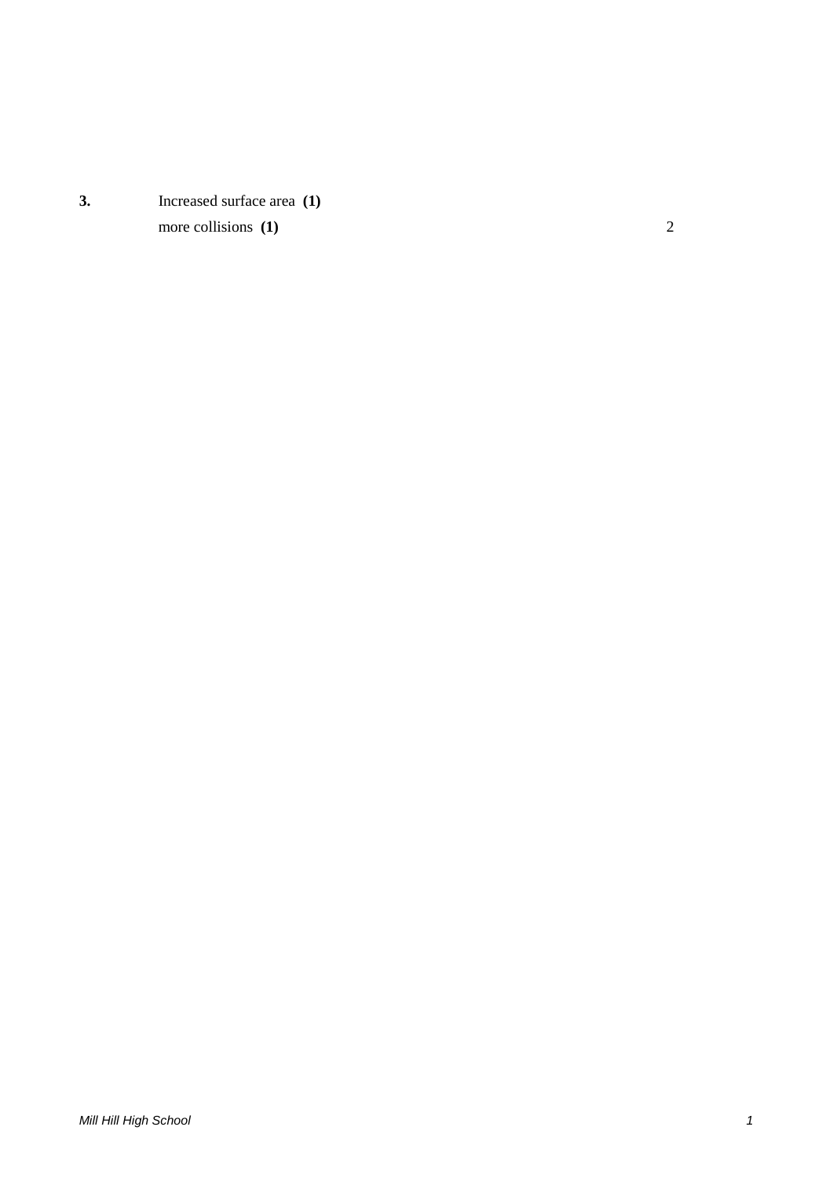**3.** Increased surface area **(1)**
more collisions **(1)** 2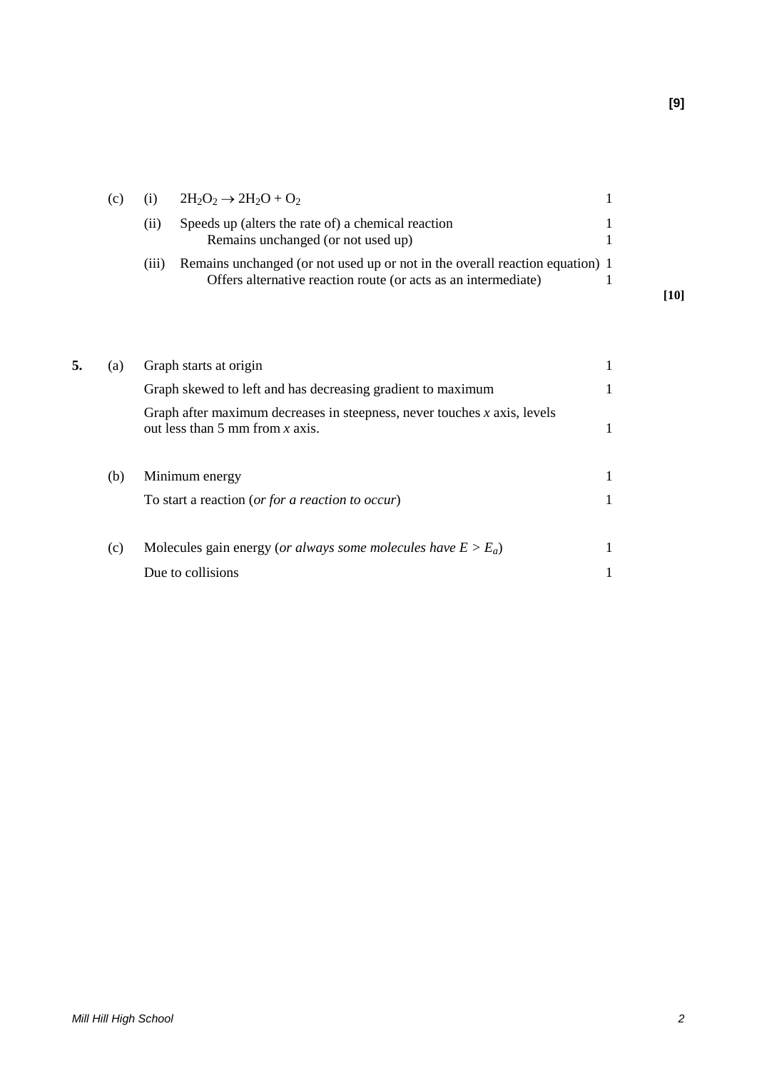**[9]**

| | | | |
|---|---|---|---|
| (c) | (i) | $2H_2O_2 \rightarrow 2H_2O + O_2$ | 1 |
| | (ii) | Speeds up (alters the rate of) a chemical reaction | 1 |
| | | Remains unchanged (or not used up) | 1 |
| | (iii) | Remains unchanged (or not used up or not in the overall reaction equation) | 1 |
| | | Offers alternative reaction route (or acts as an intermediate) | 1 |

**[10]**

**5.**

| | | |
|---|---|---|
| (a) | Graph starts at origin | 1 |
| | Graph skewed to left and has decreasing gradient to maximum | 1 |
| | Graph after maximum decreases in steepness, never touches *x* axis, levels out less than 5 mm from *x* axis. | 1 |
| (b) | Minimum energy | 1 |
| | To start a reaction (*or for a reaction to occur*) | 1 |
| (c) | Molecules gain energy (*or always some molecules have* $E > E_a$) | 1 |
| | Due to collisions | 1 |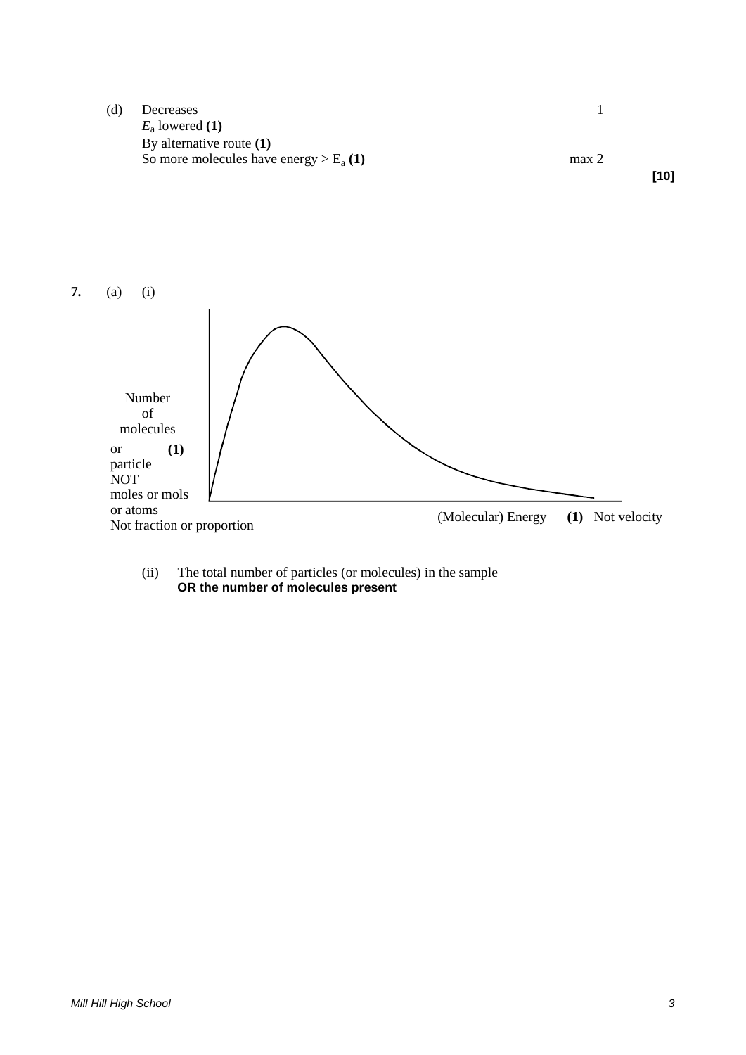(d) Decreases 1

$E_a$ lowered **(1)**

By alternative route **(1)**

So more molecules have energy > $E_a$ **(1)** max 2

**[10]**

**7.** (a) (i)

Number of molecules or particle **(1)**

NOT moles or mols or atoms

Not fraction or proportion

(Molecular) Energy **(1)** Not velocity

(ii) The total number of particles (or molecules) in the sample

**OR the number of molecules present**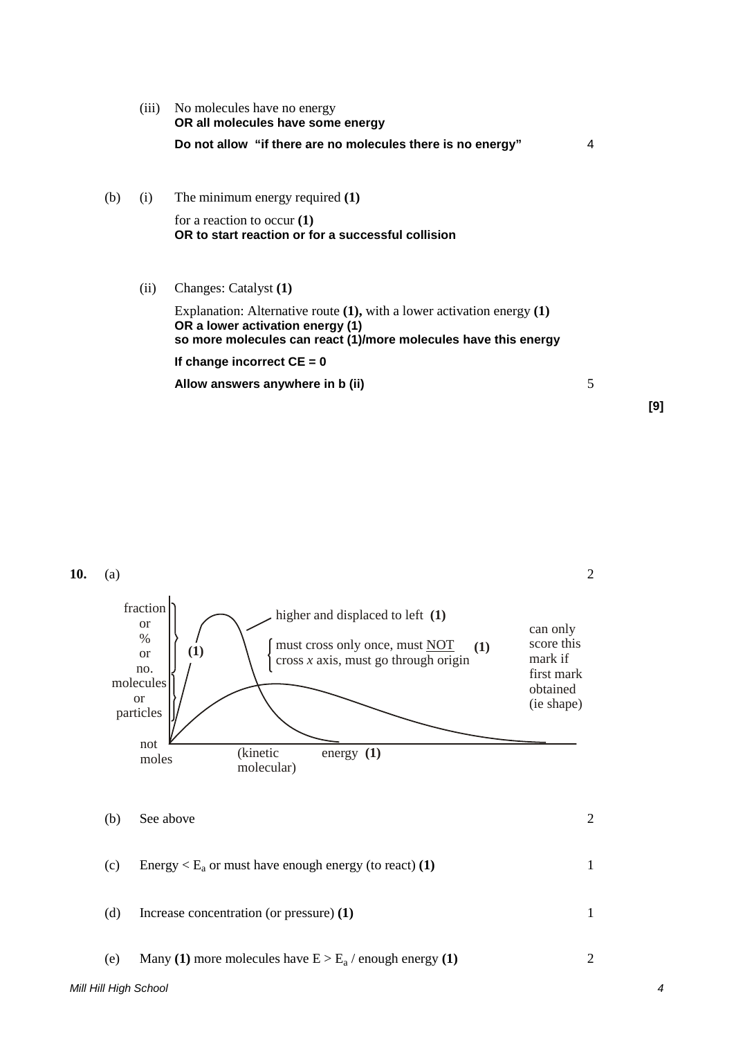(iii) No molecules have no energy
**OR all molecules have some energy**

**Do not allow "if there are no molecules there is no energy"** 4

(b) (i) The minimum energy required **(1)**

for a reaction to occur **(1)**
**OR to start reaction or for a successful collision**

(ii) Changes: Catalyst **(1)**

Explanation: Alternative route **(1),** with a lower activation energy **(1)**
**OR a lower activation energy (1)**
**so more molecules can react (1)/more molecules have this energy**

**If change incorrect CE = 0**

**Allow answers anywhere in b (ii)** 5

**[9]**

**10.** (a) 2

fraction or % or no. molecules or particles — not moles **(1)**

higher and displaced to left **(1)**

must cross only once, must NOT cross *x* axis, must go through origin **(1)** — can only score this mark if first mark obtained (ie shape)

(kinetic molecular) energy **(1)**

(b) See above 2

(c) Energy < $E_a$ or must have enough energy (to react) **(1)** 1

(d) Increase concentration (or pressure) **(1)** 1

(e) Many **(1)** more molecules have $E > E_a$ / enough energy **(1)** 2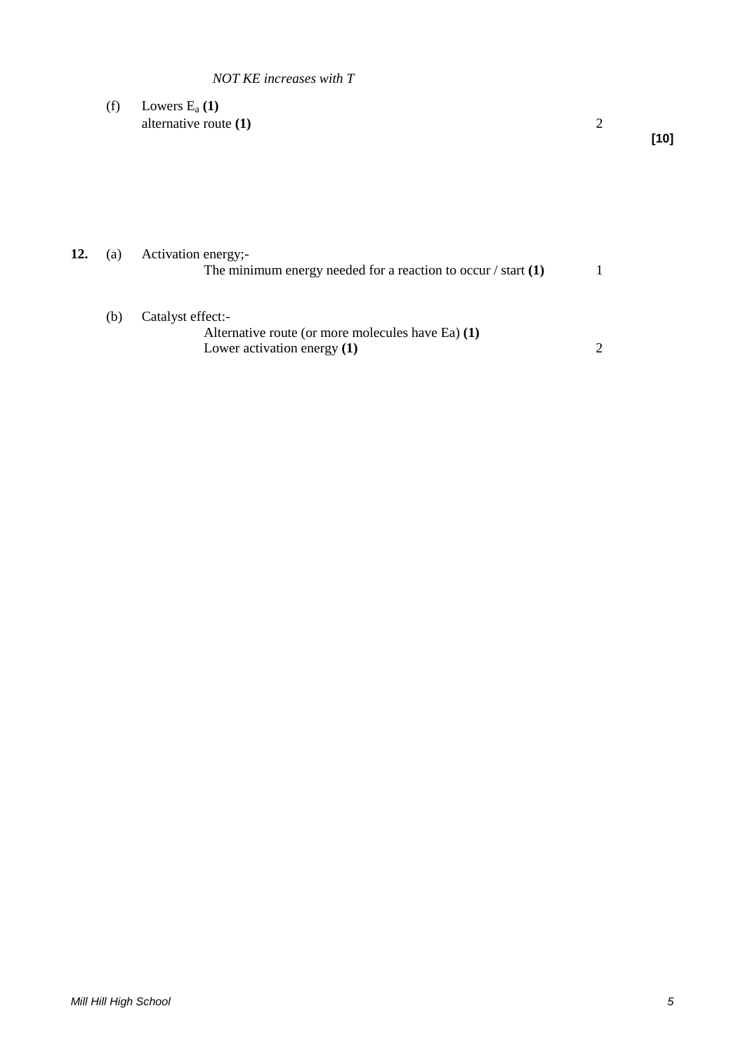*NOT KE increases with T*

(f) Lowers $E_a$ **(1)**
alternative route **(1)** 2

**[10]**

**12.** (a) Activation energy;-
The minimum energy needed for a reaction to occur / start **(1)** 1

(b) Catalyst effect:-
Alternative route (or more molecules have Ea) **(1)**
Lower activation energy **(1)** 2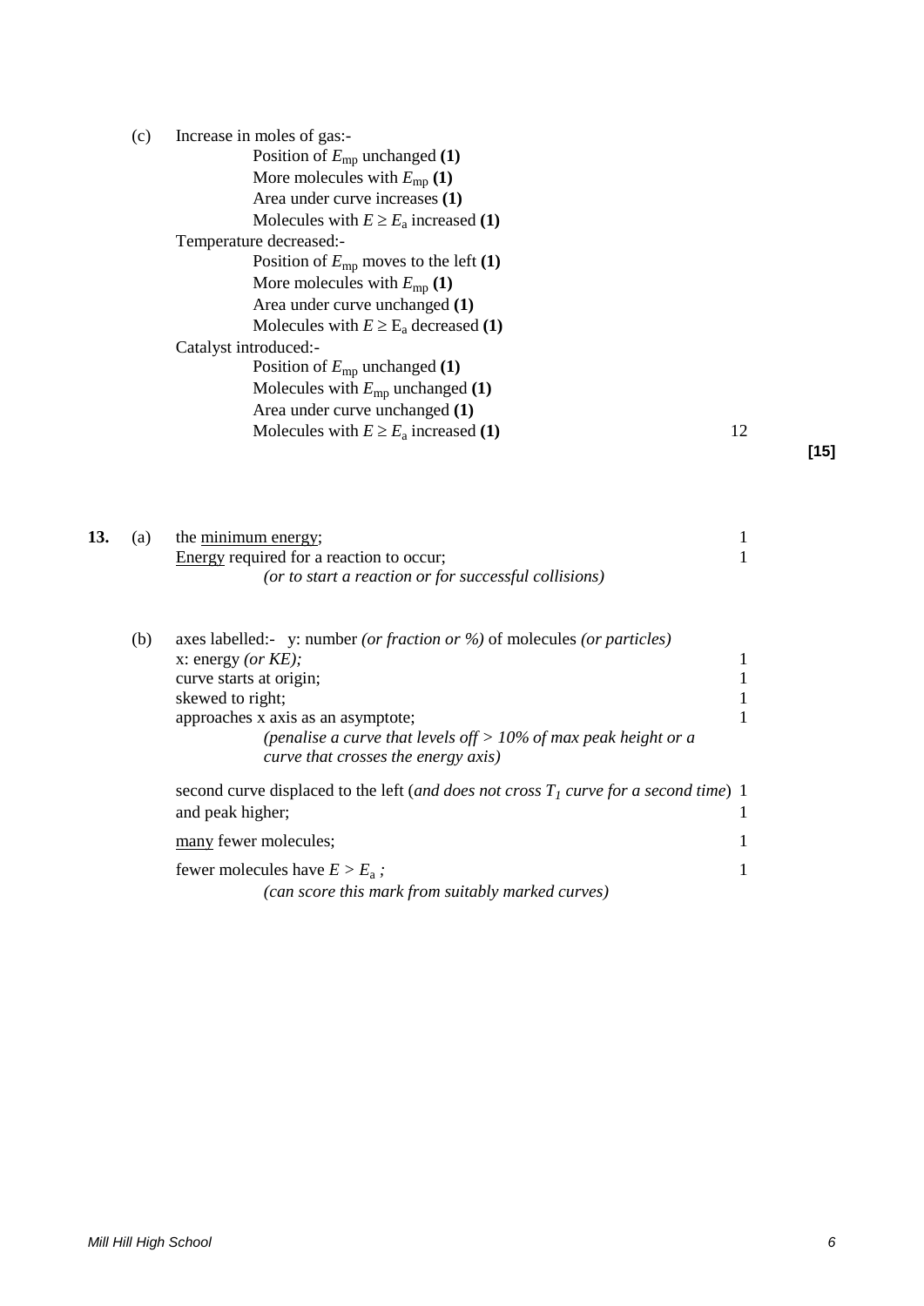(c) Increase in moles of gas:-

Position of $E_{mp}$ unchanged **(1)**
More molecules with $E_{mp}$ **(1)**
Area under curve increases **(1)**
Molecules with $E \geq E_a$ increased **(1)**

Temperature decreased:-

Position of $E_{mp}$ moves to the left **(1)**
More molecules with $E_{mp}$ **(1)**
Area under curve unchanged **(1)**
Molecules with $E \geq E_a$ decreased **(1)**

Catalyst introduced:-

Position of $E_{mp}$ unchanged **(1)**
Molecules with $E_{mp}$ unchanged **(1)**
Area under curve unchanged **(1)**
Molecules with $E \geq E_a$ increased **(1)** — 12

**[15]**

**13.** (a) the minimum energy; — 1
Energy required for a reaction to occur; — 1
*(or to start a reaction or for successful collisions)*

(b) axes labelled:- y: number *(or fraction or %)* of molecules *(or particles)*
x: energy *(or KE)*; — 1
curve starts at origin; — 1
skewed to right; — 1
approaches x axis as an asymptote; — 1
*(penalise a curve that levels off > 10% of max peak height or a curve that crosses the energy axis)*

second curve displaced to the left (*and does not cross $T_1$ curve for a second time*) — 1
and peak higher; — 1

many fewer molecules; — 1

fewer molecules have $E > E_a$ ; — 1
*(can score this mark from suitably marked curves)*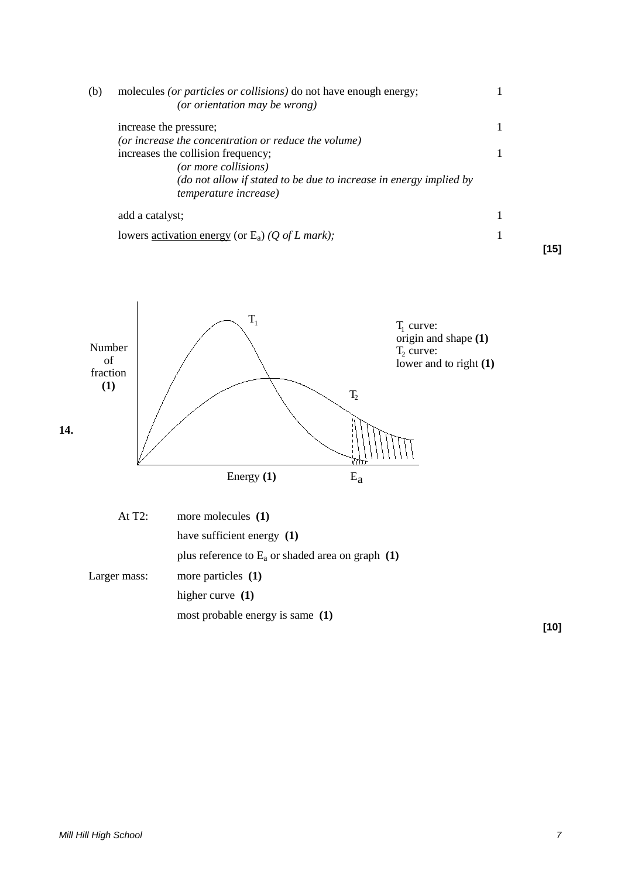(b) molecules *(or particles or collisions)* do not have enough energy; 1
*(or orientation may be wrong)*

increase the pressure; 1
*(or increase the concentration or reduce the volume)*
increases the collision frequency; 1
*(or more collisions)*
*(do not allow if stated to be due to increase in energy implied by temperature increase)*

add a catalyst; 1

lowers activation energy (or $E_a$) *(Q of L mark)*; 1

**[15]**

**14.**

Number of fraction **(1)**

Energy **(1)**

$E_a$

$T_1$

$T_2$

$T_1$ curve: origin and shape **(1)**
$T_2$ curve: lower and to right **(1)**

| | |
|---|---|
| At T2: | more molecules **(1)** |
| | have sufficient energy **(1)** |
| | plus reference to $E_a$ or shaded area on graph **(1)** |
| Larger mass: | more particles **(1)** |
| | higher curve **(1)** |
| | most probable energy is same **(1)** |

**[10]**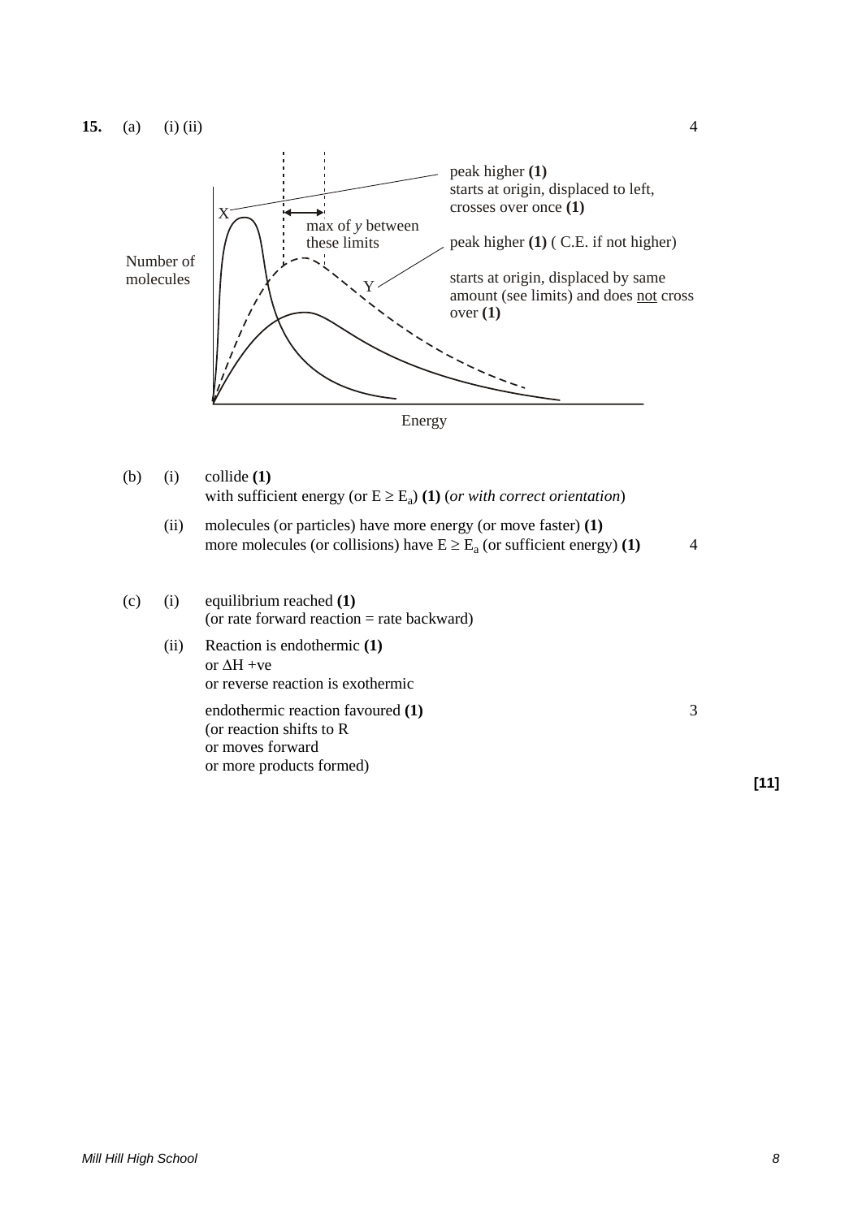**15.** (a) (i) (ii) 4

X — peak higher **(1)**
starts at origin, displaced to left, crosses over once **(1)**

max of *y* between these limits

Y — peak higher **(1)** ( C.E. if not higher)

starts at origin, displaced by same amount (see limits) and does <u>not</u> cross over **(1)**

Number of molecules

Energy

(b) (i) collide **(1)**
with sufficient energy (or $E \geq E_a$) **(1)** (*or with correct orientation*)

(ii) molecules (or particles) have more energy (or move faster) **(1)**
more molecules (or collisions) have $E \geq E_a$ (or sufficient energy) **(1)** 4

(c) (i) equilibrium reached **(1)**
(or rate forward reaction = rate backward)

(ii) Reaction is endothermic **(1)**
or $\Delta H$ +ve
or reverse reaction is exothermic

endothermic reaction favoured **(1)** 3
(or reaction shifts to R
or moves forward
or more products formed)

**[11]**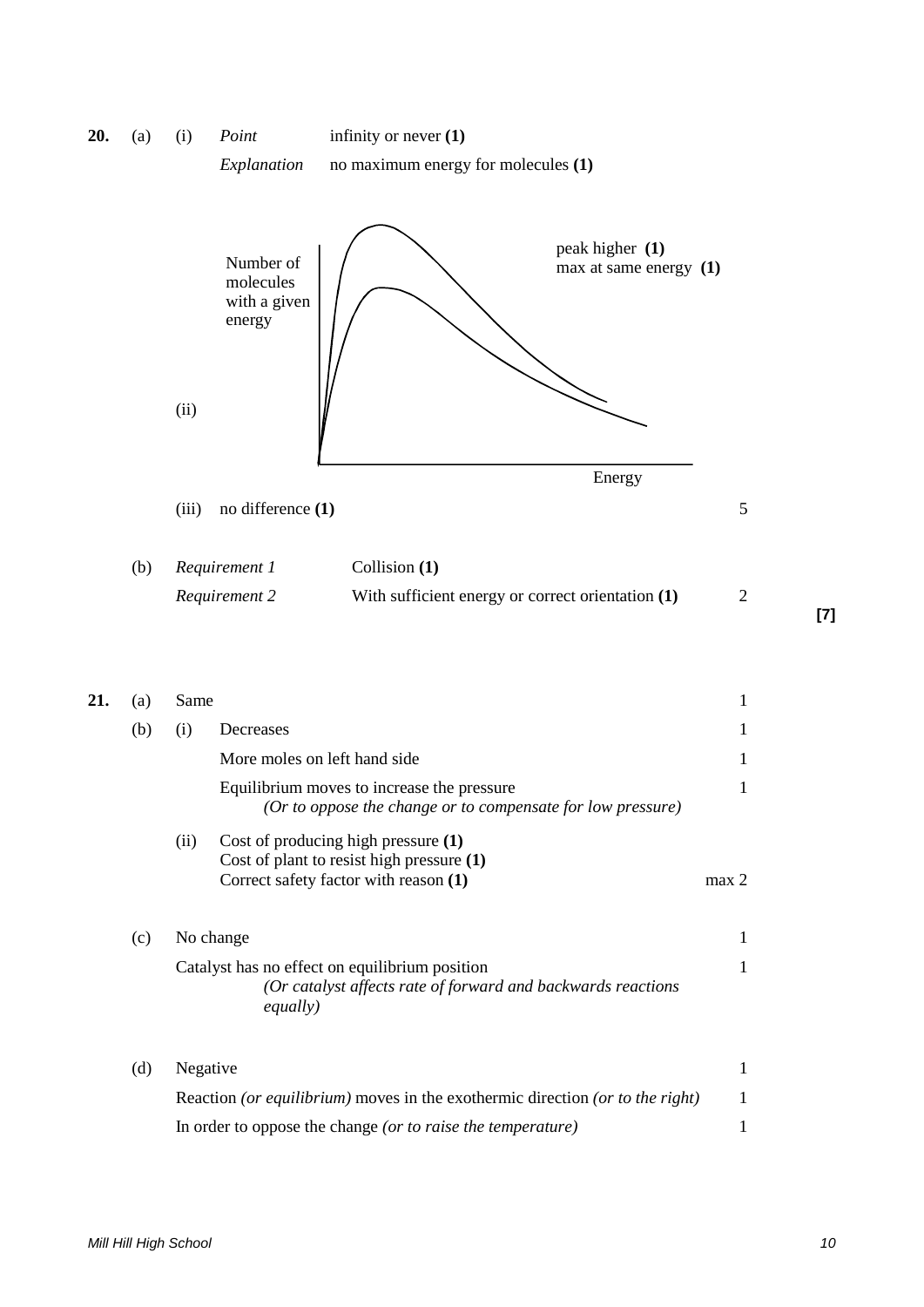**20.** (a) (i) *Point* infinity or never **(1)**

*Explanation* no maximum energy for molecules **(1)**

(ii) Number of molecules with a given energy / Energy

peak higher **(1)**
max at same energy **(1)**

(iii) no difference **(1)** 5

(b) *Requirement 1* Collision **(1)**

*Requirement 2* With sufficient energy or correct orientation **(1)** 2

**[7]**

**21.** (a) Same 1

(b) (i) Decreases 1

More moles on left hand side 1

Equilibrium moves to increase the pressure 1
*(Or to oppose the change or to compensate for low pressure)*

(ii) Cost of producing high pressure **(1)**
Cost of plant to resist high pressure **(1)**
Correct safety factor with reason **(1)** max 2

(c) No change 1

Catalyst has no effect on equilibrium position 1
*(Or catalyst affects rate of forward and backwards reactions equally)*

(d) Negative 1

Reaction *(or equilibrium)* moves in the exothermic direction *(or to the right)* 1

In order to oppose the change *(or to raise the temperature)* 1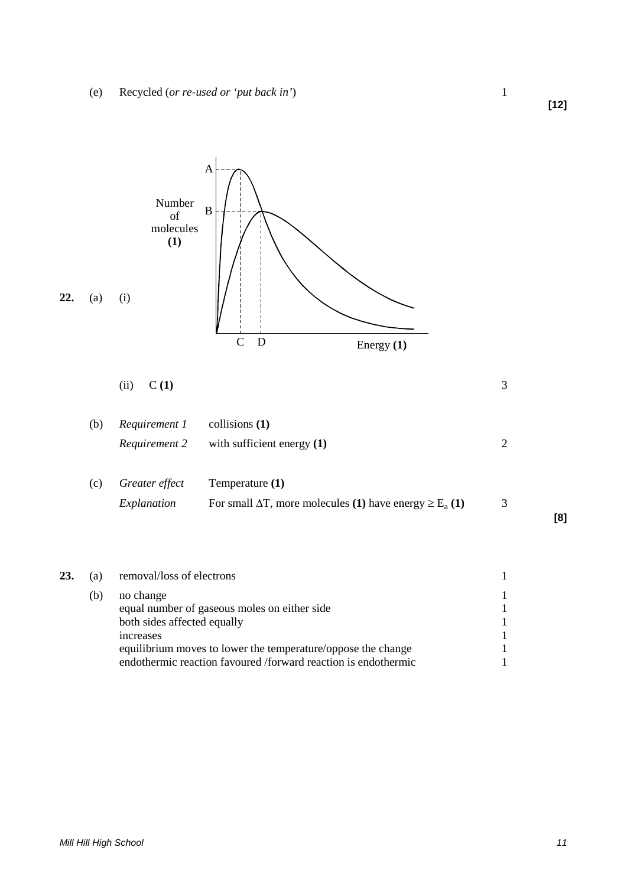(e) Recycled (*or re-used or 'put back in'*) 1

**[12]**

**22.** (a) (i)

Number of molecules **(1)**

A, B (on vertical axis); C, D (on horizontal axis)

Energy **(1)**

(ii) C **(1)** 3

(b) *Requirement 1* collisions **(1)**

*Requirement 2* with sufficient energy **(1)** 2

(c) *Greater effect* Temperature **(1)**

*Explanation* For small $\Delta T$, more molecules **(1)** have energy $\geq E_a$ **(1)** 3

**[8]**

**23.** (a) removal/loss of electrons 1

(b) no change 1

equal number of gaseous moles on either side 1

both sides affected equally 1

increases 1

equilibrium moves to lower the temperature/oppose the change 1

endothermic reaction favoured /forward reaction is endothermic 1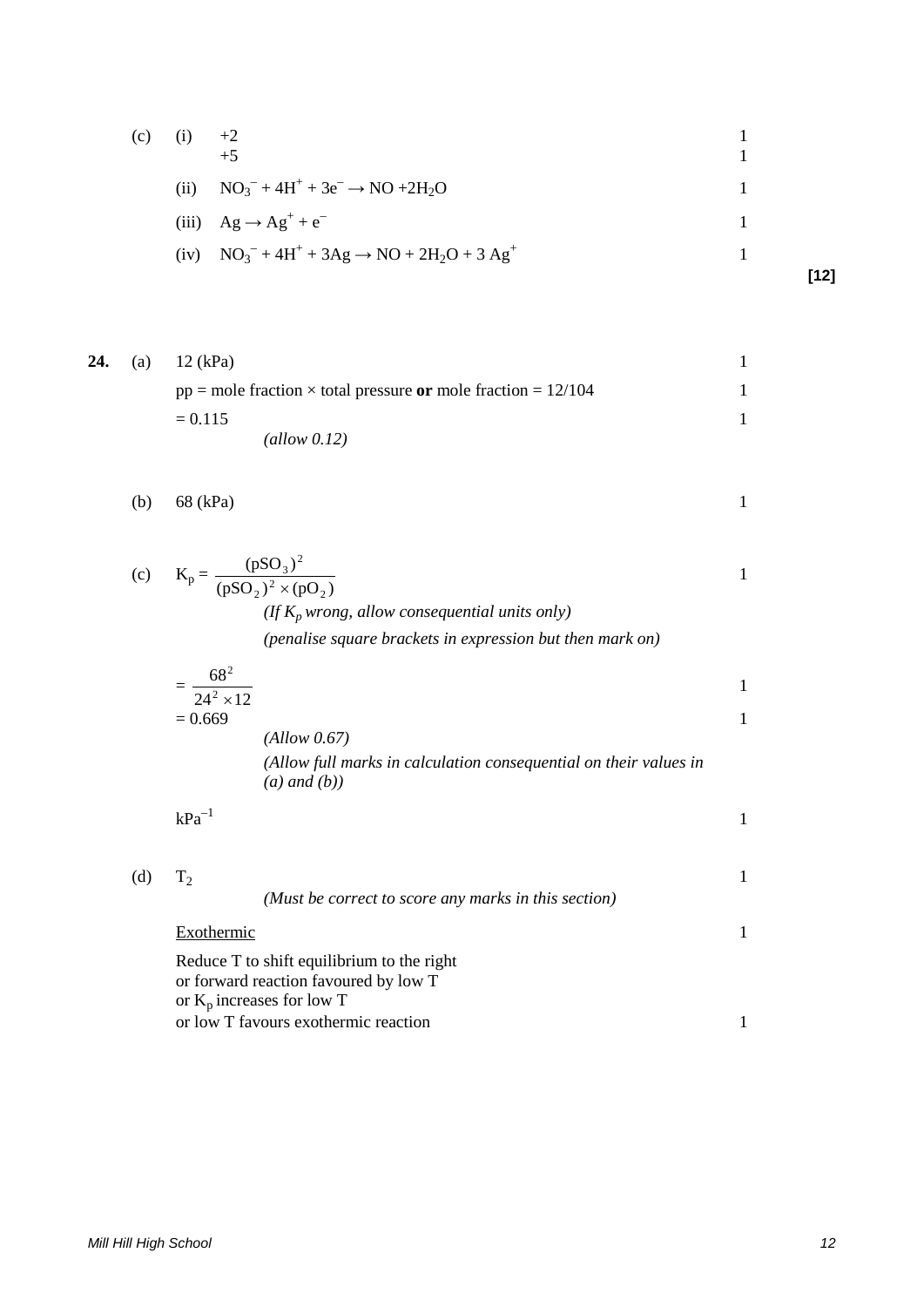(c) (i) +2 — 1

+5 — 1

(ii) $NO_3^- + 4H^+ + 3e^- \rightarrow NO + 2H_2O$ — 1

(iii) $Ag \rightarrow Ag^+ + e^-$ — 1

(iv) $NO_3^- + 4H^+ + 3Ag \rightarrow NO + 2H_2O + 3\,Ag^+$ — 1

**[12]**

**24.** (a) 12 (kPa) — 1

pp = mole fraction × total pressure **or** mole fraction = 12/104 — 1

= 0.115 — 1

*(allow 0.12)*

(b) 68 (kPa) — 1

(c) $K_p = \dfrac{(pSO_3)^2}{(pSO_2)^2 \times (pO_2)}$ — 1

*(If $K_p$ wrong, allow consequential units only)*

*(penalise square brackets in expression but then mark on)*

$= \dfrac{68^2}{24^2 \times 12}$ — 1

= 0.669 — 1

*(Allow 0.67)*

*(Allow full marks in calculation consequential on their values in (a) and (b))*

$kPa^{-1}$ — 1

(d) $T_2$ — 1

*(Must be correct to score any marks in this section)*

Exothermic — 1

Reduce T to shift equilibrium to the right
or forward reaction favoured by low T
or $K_p$ increases for low T
or low T favours exothermic reaction — 1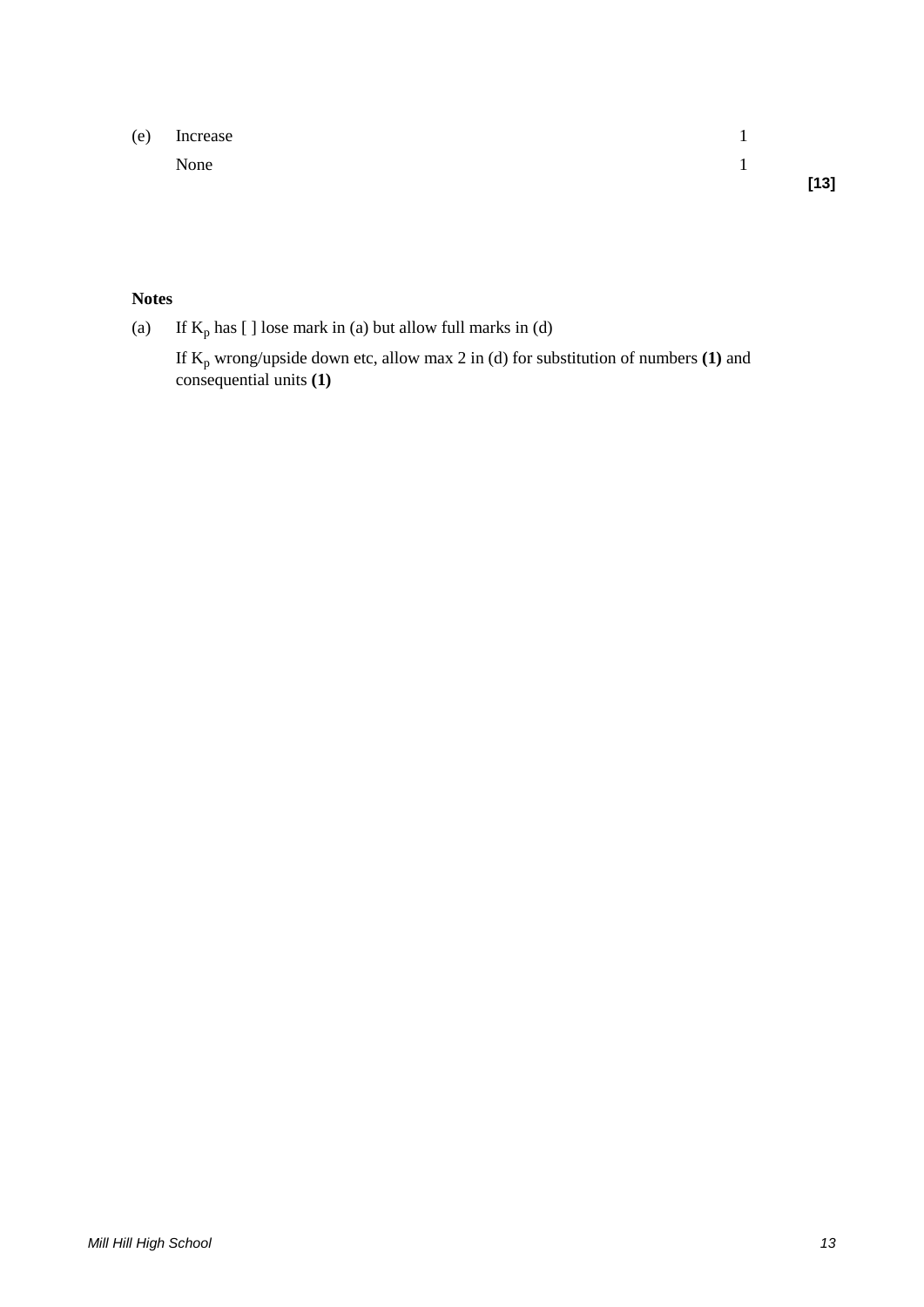| | | | |
|---|---|---|---|
| (e) | Increase | 1 | |
| | None | 1 | |
| | | | **[13]** |

**Notes**

(a) If $K_p$ has [ ] lose mark in (a) but allow full marks in (d)

If $K_p$ wrong/upside down etc, allow max 2 in (d) for substitution of numbers **(1)** and consequential units **(1)**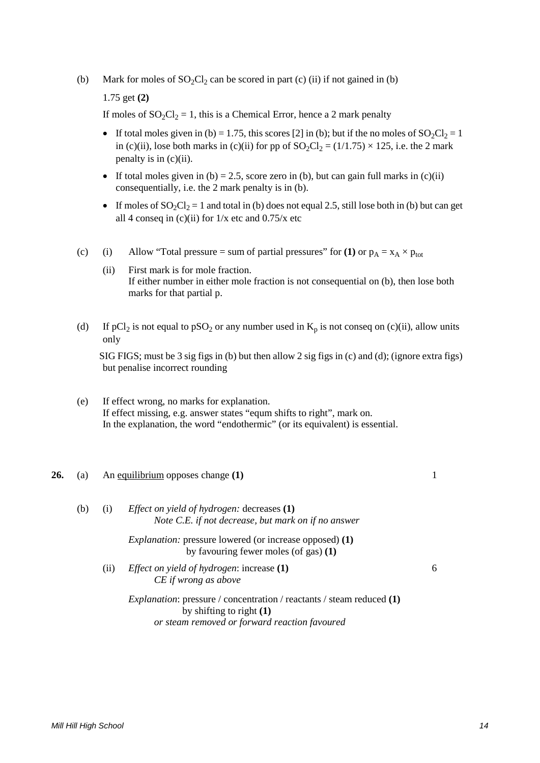(b) Mark for moles of $SO_2Cl_2$ can be scored in part (c) (ii) if not gained in (b)

1.75 get **(2)**

If moles of $SO_2Cl_2 = 1$, this is a Chemical Error, hence a 2 mark penalty

- If total moles given in (b) = 1.75, this scores [2] in (b); but if the no moles of $SO_2Cl_2 = 1$ in (c)(ii), lose both marks in (c)(ii) for pp of $SO_2Cl_2 = (1/1.75) \times 125$, i.e. the 2 mark penalty is in (c)(ii).
- If total moles given in (b) = 2.5, score zero in (b), but can gain full marks in (c)(ii) consequentially, i.e. the 2 mark penalty is in (b).
- If moles of $SO_2Cl_2 = 1$ and total in (b) does not equal 2.5, still lose both in (b) but can get all 4 conseq in (c)(ii) for 1/x etc and 0.75/x etc

(c) (i) Allow "Total pressure = sum of partial pressures" for **(1)** or $p_A = x_A \times p_{tot}$

(ii) First mark is for mole fraction.
If either number in either mole fraction is not consequential on (b), then lose both marks for that partial p.

(d) If $pCl_2$ is not equal to $pSO_2$ or any number used in $K_p$ is not conseq on (c)(ii), allow units only

SIG FIGS; must be 3 sig figs in (b) but then allow 2 sig figs in (c) and (d); (ignore extra figs) but penalise incorrect rounding

(e) If effect wrong, no marks for explanation.
If effect missing, e.g. answer states "equm shifts to right", mark on.
In the explanation, the word "endothermic" (or its equivalent) is essential.

**26.** (a) An equilibrium opposes change **(1)** — 1

(b) (i) *Effect on yield of hydrogen:* decreases **(1)**
*Note C.E. if not decrease, but mark on if no answer*

*Explanation:* pressure lowered (or increase opposed) **(1)**
by favouring fewer moles (of gas) **(1)**

(ii) *Effect on yield of hydrogen*: increase **(1)** — 6
*CE if wrong as above*

*Explanation*: pressure / concentration / reactants / steam reduced **(1)**
by shifting to right **(1)**
*or steam removed or forward reaction favoured*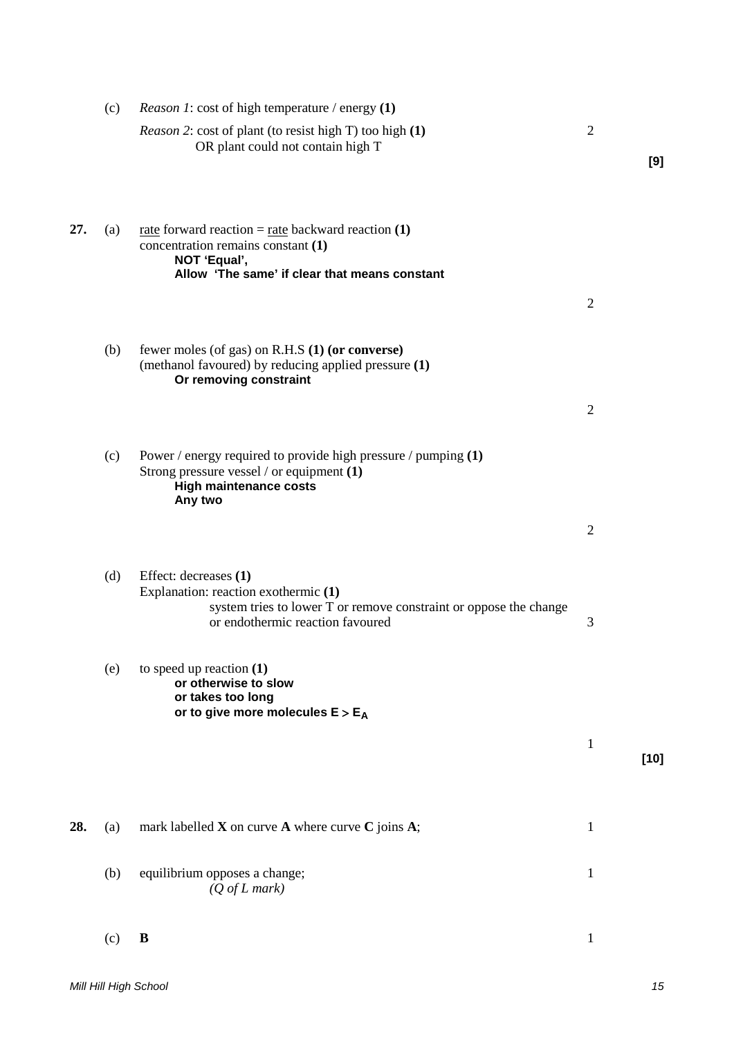(c) *Reason 1*: cost of high temperature / energy **(1)**

*Reason 2*: cost of plant (to resist high T) too high **(1)** — 2

OR plant could not contain high T

**[9]**

**27.** (a) <u>rate</u> forward reaction = <u>rate</u> backward reaction **(1)**

concentration remains constant **(1)**

**NOT 'Equal',**

**Allow 'The same' if clear that means constant**

2

(b) fewer moles (of gas) on R.H.S **(1) (or converse)**

(methanol favoured) by reducing applied pressure **(1)**

**Or removing constraint**

2

(c) Power / energy required to provide high pressure / pumping **(1)**

Strong pressure vessel / or equipment **(1)**

**High maintenance costs**

**Any two**

2

(d) Effect: decreases **(1)**

Explanation: reaction exothermic **(1)**

system tries to lower T or remove constraint or oppose the change or endothermic reaction favoured — 3

(e) to speed up reaction **(1)**

**or otherwise to slow**

**or takes too long**

**or to give more molecules $E > E_A$**

1

**[10]**

**28.** (a) mark labelled **X** on curve **A** where curve **C** joins **A**; — 1

(b) equilibrium opposes a change; — 1

*(Q of L mark)*

(c) **B** — 1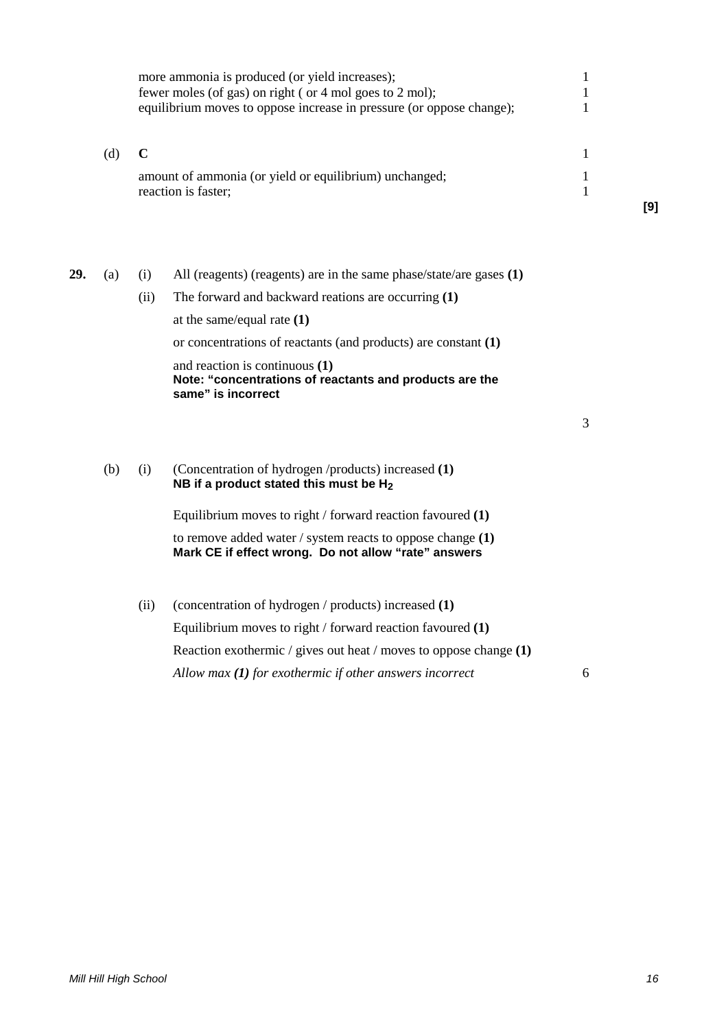more ammonia is produced (or yield increases); 1
fewer moles (of gas) on right ( or 4 mol goes to 2 mol); 1
equilibrium moves to oppose increase in pressure (or oppose change); 1

(d) **C** 1

amount of ammonia (or yield or equilibrium) unchanged; 1
reaction is faster; 1

**[9]**

**29.** (a) (i) All (reagents) (reagents) are in the same phase/state/are gases **(1)**

(ii) The forward and backward reations are occurring **(1)**

at the same/equal rate **(1)**

or concentrations of reactants (and products) are constant **(1)**

and reaction is continuous **(1)**
**Note: "concentrations of reactants and products are the same" is incorrect**

3

(b) (i) (Concentration of hydrogen /products) increased **(1)**
**NB if a product stated this must be $H_2$**

Equilibrium moves to right / forward reaction favoured **(1)**

to remove added water / system reacts to oppose change **(1)**
**Mark CE if effect wrong. Do not allow "rate" answers**

(ii) (concentration of hydrogen / products) increased **(1)**

Equilibrium moves to right / forward reaction favoured **(1)**

Reaction exothermic / gives out heat / moves to oppose change **(1)**

*Allow max **(1)** for exothermic if other answers incorrect* 6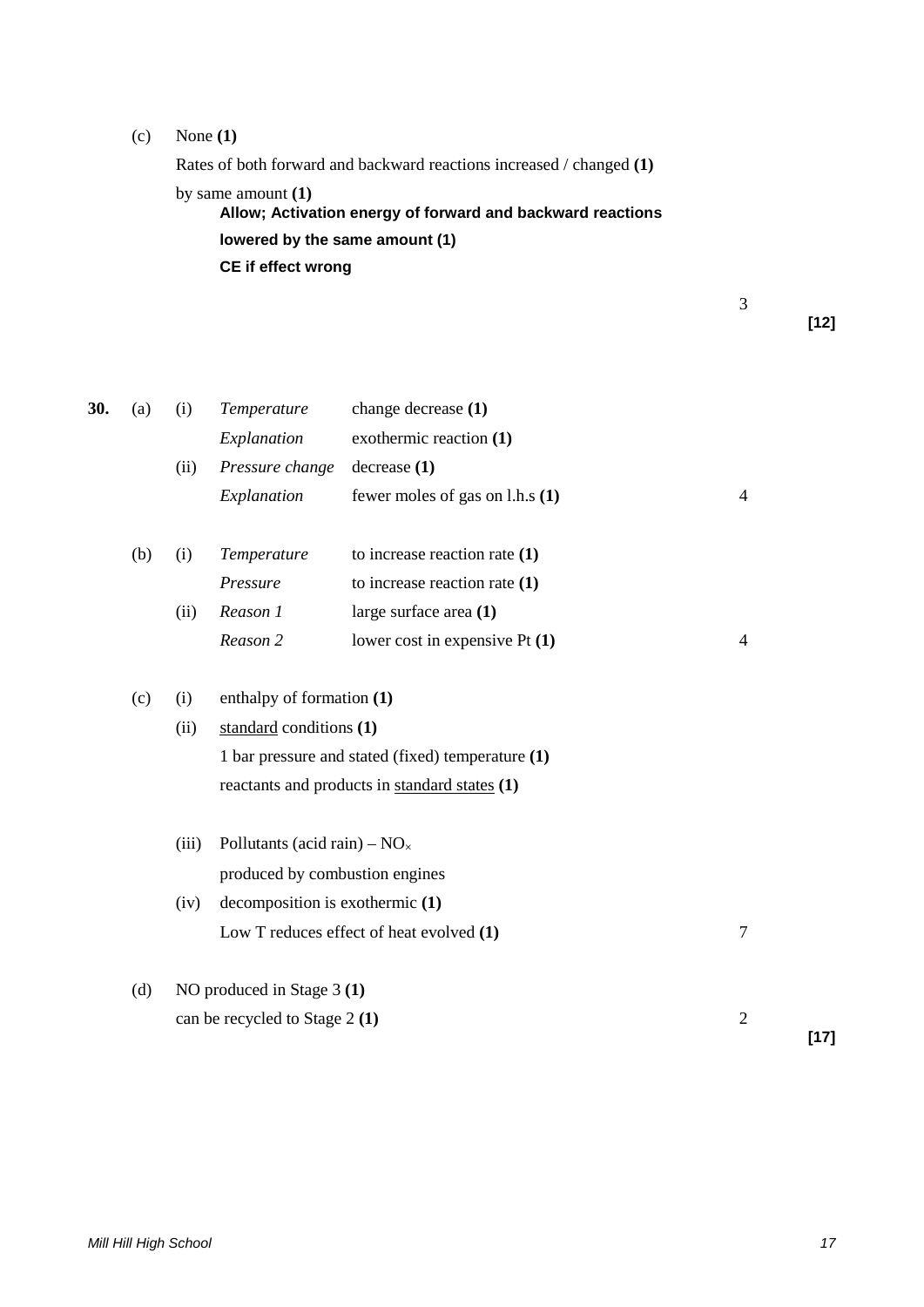(c) None **(1)**

Rates of both forward and backward reactions increased / changed **(1)**

by same amount **(1)**

**Allow; Activation energy of forward and backward reactions lowered by the same amount (1)**

**CE if effect wrong**

3

**[12]**

**30.** (a) (i) *Temperature* change decrease **(1)**

*Explanation* exothermic reaction **(1)**

(ii) *Pressure change* decrease **(1)**

*Explanation* fewer moles of gas on l.h.s **(1)**

4

(b) (i) *Temperature* to increase reaction rate **(1)**

*Pressure* to increase reaction rate **(1)**

(ii) *Reason 1* large surface area **(1)**

*Reason 2* lower cost in expensive Pt **(1)**

4

(c) (i) enthalpy of formation **(1)**

(ii) standard conditions **(1)**

1 bar pressure and stated (fixed) temperature **(1)**

reactants and products in standard states **(1)**

(iii) Pollutants (acid rain) – $NO_x$

produced by combustion engines

(iv) decomposition is exothermic **(1)**

Low T reduces effect of heat evolved **(1)**

7

(d) NO produced in Stage 3 **(1)**

can be recycled to Stage 2 **(1)**

2

**[17]**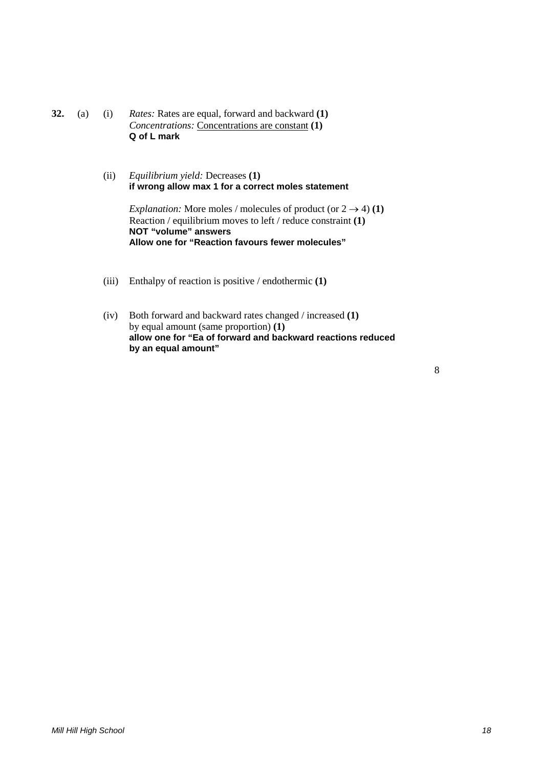**32.** (a) (i) *Rates:* Rates are equal, forward and backward **(1)**
*Concentrations:* <u>Concentrations are constant</u> **(1)**
**Q of L mark**

(ii) *Equilibrium yield:* Decreases **(1)**
**if wrong allow max 1 for a correct moles statement**

*Explanation:* More moles / molecules of product (or $2 \rightarrow 4$) **(1)**
Reaction / equilibrium moves to left / reduce constraint **(1)**
**NOT "volume" answers**
**Allow one for "Reaction favours fewer molecules"**

(iii) Enthalpy of reaction is positive / endothermic **(1)**

(iv) Both forward and backward rates changed / increased **(1)**
by equal amount (same proportion) **(1)**
**allow one for "Ea of forward and backward reactions reduced by an equal amount"**

8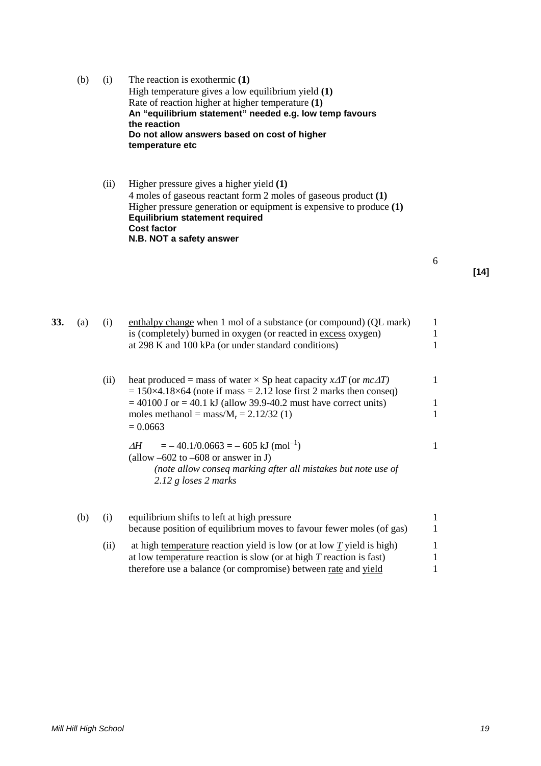(b) (i) The reaction is exothermic **(1)**
High temperature gives a low equilibrium yield **(1)**
Rate of reaction higher at higher temperature **(1)**
**An "equilibrium statement" needed e.g. low temp favours the reaction**
**Do not allow answers based on cost of higher temperature etc**

(ii) Higher pressure gives a higher yield **(1)**
4 moles of gaseous reactant form 2 moles of gaseous product **(1)**
Higher pressure generation or equipment is expensive to produce **(1)**
**Equilibrium statement required**
**Cost factor**
**N.B. NOT a safety answer**

6

**[14]**

**33.** (a) (i) enthalpy change when 1 mol of a substance (or compound) (QL mark) — 1
is (completely) burned in oxygen (or reacted in excess oxygen) — 1
at 298 K and 100 kPa (or under standard conditions) — 1

(ii) heat produced = mass of water × Sp heat capacity $x\Delta T$ (or $mc\Delta T$) — 1
$= 150 \times 4.18 \times 64$ (note if mass = 2.12 lose first 2 marks then conseq)
= 40100 J or = 40.1 kJ (allow 39.9-40.2 must have correct units) — 1
moles methanol = mass/$M_r$ = 2.12/32 (1) — 1
= 0.0663

$\Delta H$ = – 40.1/0.0663 = – 605 kJ (mol$^{-1}$) — 1
(allow –602 to –608 or answer in J)
*(note allow conseq marking after all mistakes but note use of 2.12 g loses 2 marks*

(b) (i) equilibrium shifts to left at high pressure — 1
because position of equilibrium moves to favour fewer moles (of gas) — 1

(ii) at high temperature reaction yield is low (or at low $T$ yield is high) — 1
at low temperature reaction is slow (or at high $T$ reaction is fast) — 1
therefore use a balance (or compromise) between rate and yield — 1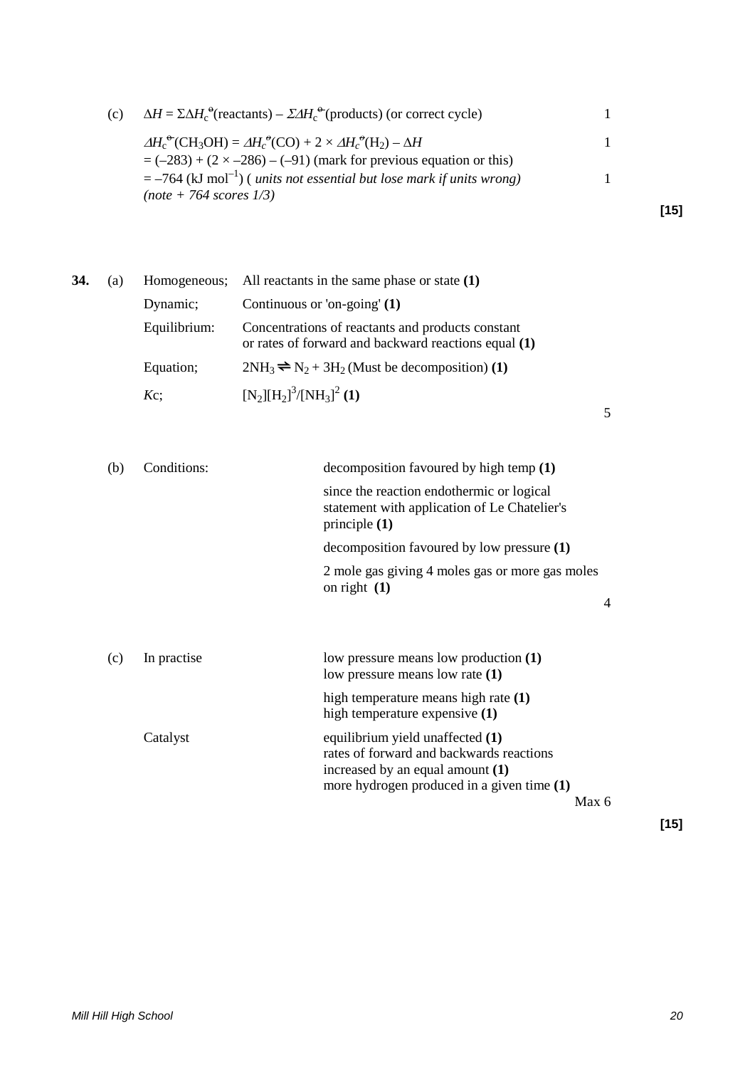(c) $\Delta H = \Sigma\Delta H_c^{\ominus}(\text{reactants}) - \Sigma\Delta H_c^{\ominus}(\text{products})$ (or correct cycle) 1

$\Delta H_c^{\ominus}(CH_3OH) = \Delta H_c^{\ominus}(CO) + 2 \times \Delta H_c^{\ominus}(H_2) - \Delta H$ 1
$= (-283) + (2 \times -286) - (-91)$ (mark for previous equation or this)
$= -764$ (kJ mol$^{-1}$) ( *units not essential but lose mark if units wrong)* 1
*(note + 764 scores 1/3)*

**[15]**

**34.** (a)

| | |
|---|---|
| Homogeneous; | All reactants in the same phase or state **(1)** |
| Dynamic; | Continuous or 'on-going' **(1)** |
| Equilibrium: | Concentrations of reactants and products constant or rates of forward and backward reactions equal **(1)** |
| Equation; | $2NH_3 \rightleftharpoons N_2 + 3H_2$ (Must be decomposition) **(1)** |
| *K*c; | $[N_2][H_2]^3/[NH_3]^2$ **(1)** |

5

(b)

| | |
|---|---|
| Conditions: | decomposition favoured by high temp **(1)** |
| | since the reaction endothermic or logical statement with application of Le Chatelier's principle **(1)** |
| | decomposition favoured by low pressure **(1)** |
| | 2 mole gas giving 4 moles gas or more gas moles on right **(1)** |

4

(c)

| | |
|---|---|
| In practise | low pressure means low production **(1)**<br>low pressure means low rate **(1)** |
| | high temperature means high rate **(1)**<br>high temperature expensive **(1)** |
| Catalyst | equilibrium yield unaffected **(1)**<br>rates of forward and backwards reactions increased by an equal amount **(1)**<br>more hydrogen produced in a given time **(1)** |

Max 6

**[15]**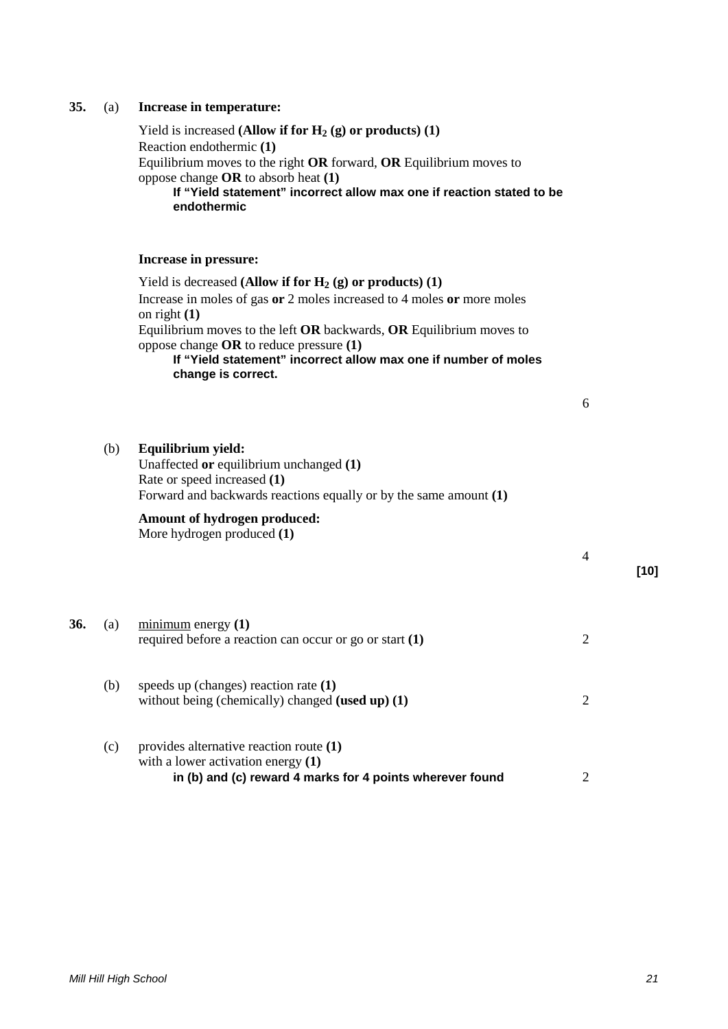**35.** (a) **Increase in temperature:**

Yield is increased **(Allow if for $H_2$ (g) or products) (1)**
Reaction endothermic **(1)**
Equilibrium moves to the right **OR** forward, **OR** Equilibrium moves to oppose change **OR** to absorb heat **(1)**

**If "Yield statement" incorrect allow max one if reaction stated to be endothermic**

**Increase in pressure:**

Yield is decreased **(Allow if for $H_2$ (g) or products) (1)**
Increase in moles of gas **or** 2 moles increased to 4 moles **or** more moles on right **(1)**
Equilibrium moves to the left **OR** backwards, **OR** Equilibrium moves to oppose change **OR** to reduce pressure **(1)**

**If "Yield statement" incorrect allow max one if number of moles change is correct.**

6

(b) **Equilibrium yield:**
Unaffected **or** equilibrium unchanged **(1)**
Rate or speed increased **(1)**
Forward and backwards reactions equally or by the same amount **(1)**

**Amount of hydrogen produced:**
More hydrogen produced **(1)**

4

**[10]**

**36.** (a) minimum energy **(1)**
required before a reaction can occur or go or start **(1)** 2

(b) speeds up (changes) reaction rate **(1)**
without being (chemically) changed **(used up) (1)** 2

(c) provides alternative reaction route **(1)**
with a lower activation energy **(1)**

**in (b) and (c) reward 4 marks for 4 points wherever found** 2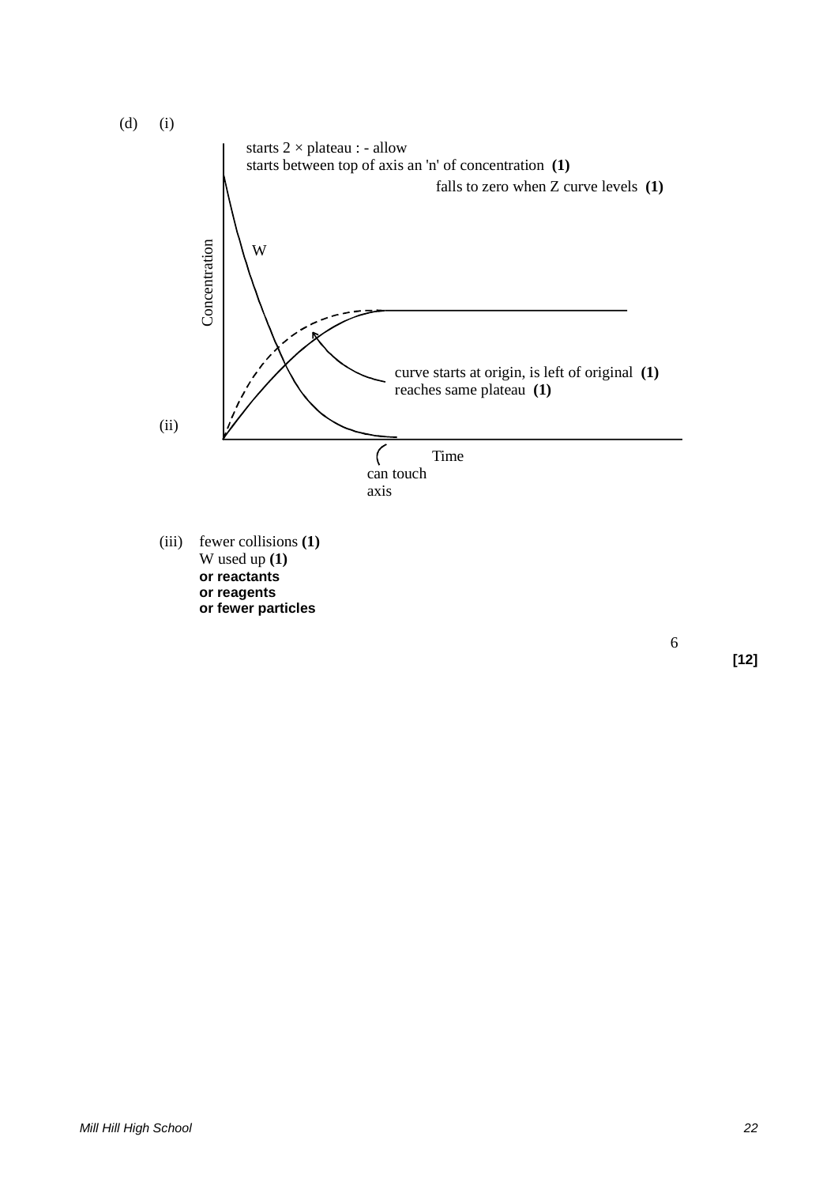(d) (i)

starts 2 × plateau : - allow
starts between top of axis an 'n' of concentration **(1)**

falls to zero when Z curve levels **(1)**

W

Concentration

curve starts at origin, is left of original **(1)**
reaches same plateau **(1)**

(ii)

Time

can touch
axis

(iii) fewer collisions **(1)**
W used up **(1)**
**or reactants**
**or reagents**
**or fewer particles**

6

**[12]**